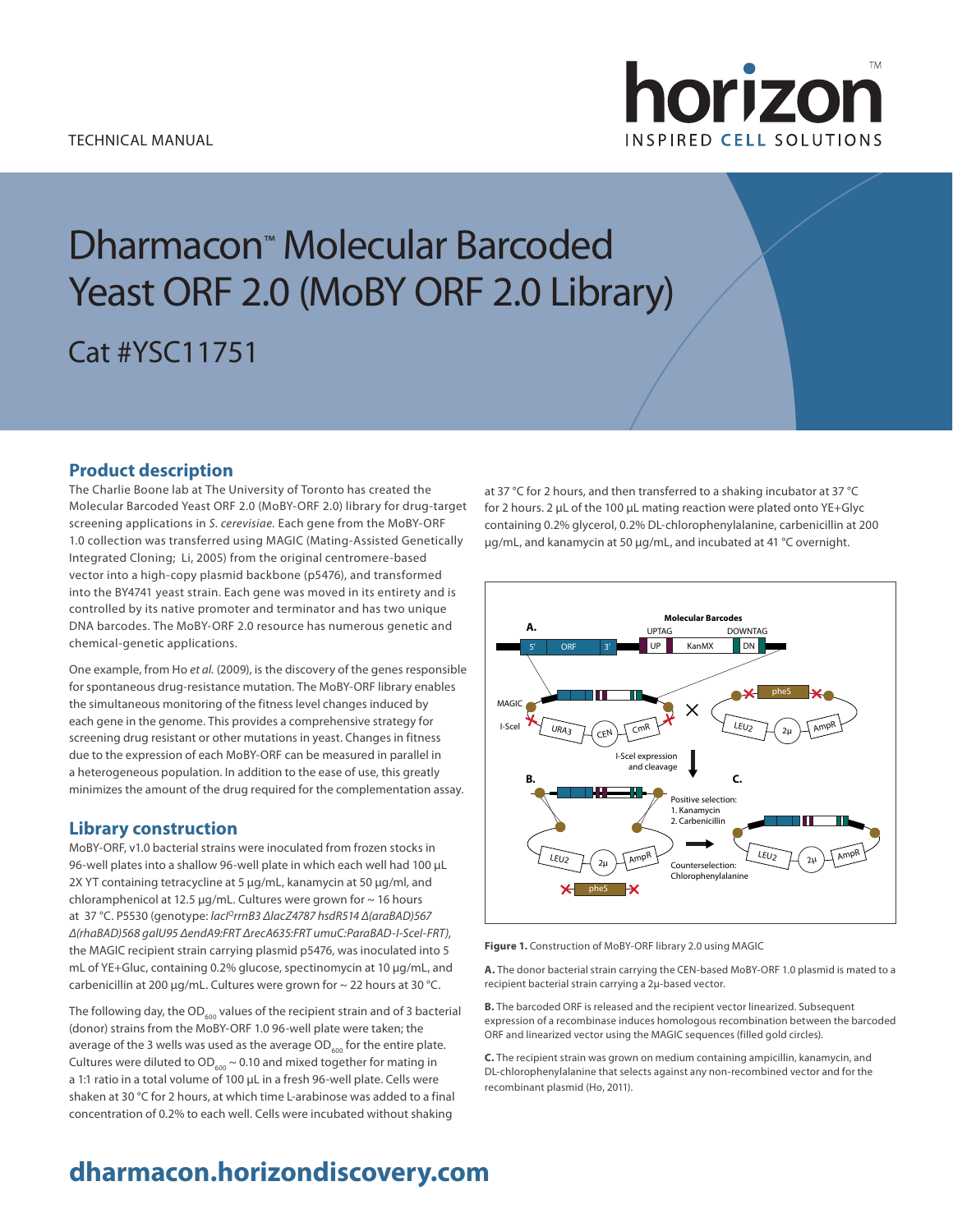TECHNICAL MANUAL

# Dharmacon™ Molecular Barcoded Yeast ORF 2.0 (MoBY ORF 2.0 Library)

## Cat #YSC11751

## Product description

The Charlie Boone lab at The University of Toronto has created the Molecular Barcoded Yeast ORF 2.0 (MoBY-ORF 2.0) library for drug-target screening applications in *S. cerevisiae*. Each gene from the MoBY-ORF 1.0 collection was transferred using MAGIC (Mating-Assisted Genetically Integrated Cloning; Li, 2005) from the original centromere-based vector into a high-copy plasmid backbone (p5476), and transformed into the BY4741 yeast strain. Each gene was moved in its entirety and is controlled by its native promoter and terminator and has two unique DNA barcodes. The MoBY-ORF 2.0 resource has numerous genetic and chemical-genetic applications.

One example, from Ho *et al.* (2009), is the discovery of the genes responsible for spontaneous drug-resistance mutation. The MoBY-ORF library enables the simultaneous monitoring of the fitness level changes induced by each gene in the genome. This provides a comprehensive strategy for screening drug resistant or other mutations in yeast. Changes in fitness due to the expression of each MoBY-ORF can be measured in parallel in a heterogeneous population. In addition to the ease of use, this greatly minimizes the amount of the drug required for the complementation assay.

## Library construction

MoBY-ORF, v1.0 bacterial strains were inoculated from frozen stocks in 96-well plates into a shallow 96-well plate in which each well had 100 µL 2X YT containing tetracycline at 5 µg/mL, kanamycin at 50 µg/ml, and chloramphenicol at 12.5 µg/mL. Cultures were grown for ~ 16 hours at 37 °C. P5530 (genotype: *lacI$^{q}$rrnB3 ΔlacZ4787 hsdR514 Δ(araBAD)567 Δ(rhaBAD)568 galU95 ΔendA9:FRT ΔrecA635:FRT umuC:ParaBAD-I-SceI-FRT)*, the MAGIC recipient strain carrying plasmid p5476, was inoculated into 5 mL of YE+Gluc, containing 0.2% glucose, spectinomycin at 10 µg/mL, and carbenicillin at 200 µg/mL. Cultures were grown for ~ 22 hours at 30 °C.

The following day, the $OD_{600}$ values of the recipient strain and of 3 bacterial (donor) strains from the MoBY-ORF 1.0 96-well plate were taken; the average of the 3 wells was used as the average $OD_{600}$ for the entire plate. Cultures were diluted to $OD_{600}$ ~ 0.10 and mixed together for mating in a 1:1 ratio in a total volume of 100 µL in a fresh 96-well plate. Cells were shaken at 30 °C for 2 hours, at which time L-arabinose was added to a final concentration of 0.2% to each well. Cells were incubated without shaking at 37 °C for 2 hours, and then transferred to a shaking incubator at 37 °C for 2 hours. 2 µL of the 100 µL mating reaction were plated onto YE+Glyc containing 0.2% glycerol, 0.2% DL-chlorophenylalanine, carbenicillin at 200 µg/mL, and kanamycin at 50 µg/mL, and incubated at 41 °C overnight.

**Figure 1.** Construction of MoBY-ORF library 2.0 using MAGIC

**A.** The donor bacterial strain carrying the CEN-based MoBY-ORF 1.0 plasmid is mated to a recipient bacterial strain carrying a 2µ-based vector.

**B.** The barcoded ORF is released and the recipient vector linearized. Subsequent expression of a recombinase induces homologous recombination between the barcoded ORF and linearized vector using the MAGIC sequences (filled gold circles).

**C.** The recipient strain was grown on medium containing ampicillin, kanamycin, and DL-chlorophenylalanine that selects against any non-recombined vector and for the recombinant plasmid (Ho, 2011).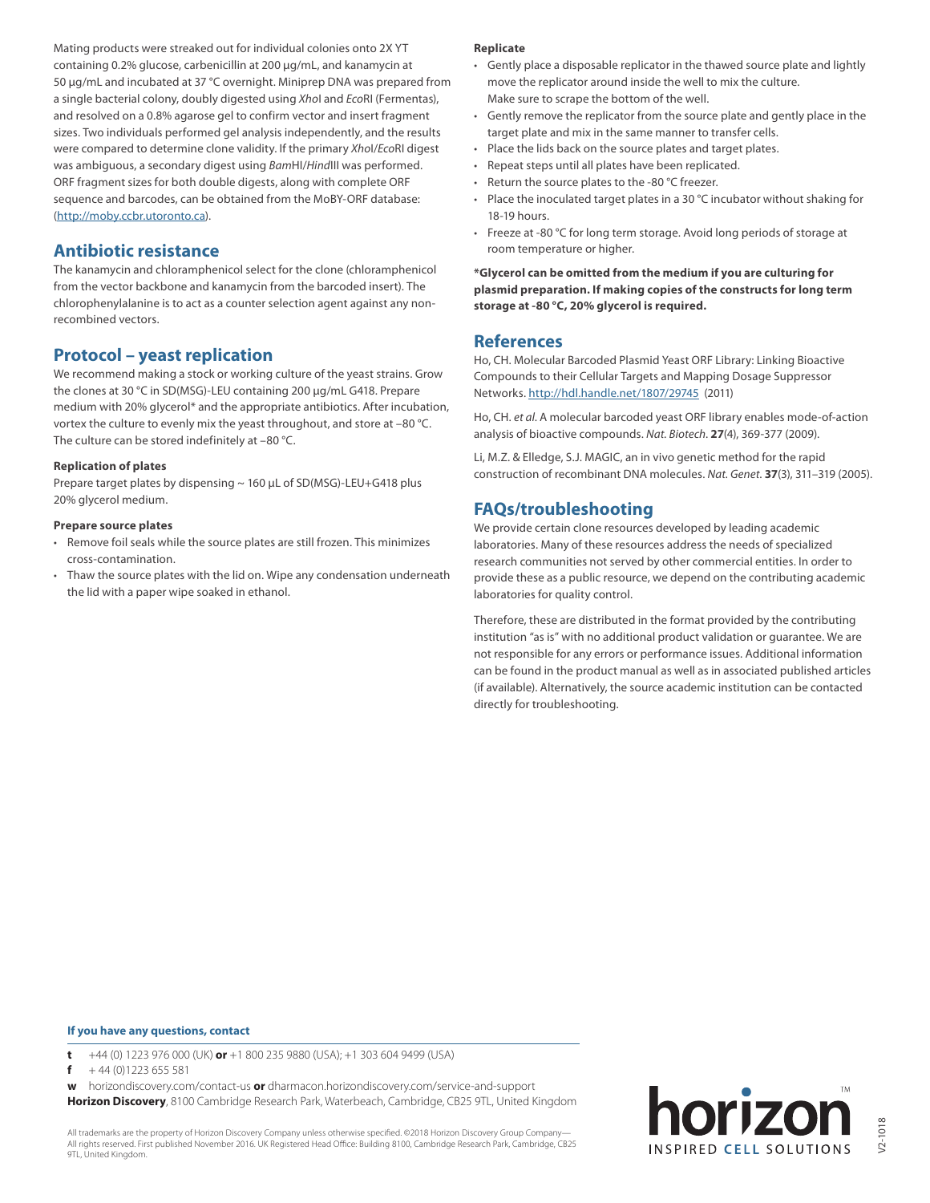Mating products were streaked out for individual colonies onto 2X YT containing 0.2% glucose, carbenicillin at 200 µg/mL, and kanamycin at 50 µg/mL and incubated at 37 °C overnight. Miniprep DNA was prepared from a single bacterial colony, doubly digested using *Xho*I and *Eco*RI (Fermentas), and resolved on a 0.8% agarose gel to confirm vector and insert fragment sizes. Two individuals performed gel analysis independently, and the results were compared to determine clone validity. If the primary *Xho*I/*Eco*RI digest was ambiguous, a secondary digest using *Bam*HI/*Hind*III was performed. ORF fragment sizes for both double digests, along with complete ORF sequence and barcodes, can be obtained from the MoBY-ORF database: (http://moby.ccbr.utoronto.ca).

## Antibiotic resistance

The kanamycin and chloramphenicol select for the clone (chloramphenicol from the vector backbone and kanamycin from the barcoded insert). The chlorophenylalanine is to act as a counter selection agent against any non-recombined vectors.

## Protocol – yeast replication

We recommend making a stock or working culture of the yeast strains. Grow the clones at 30 °C in SD(MSG)-LEU containing 200 µg/mL G418. Prepare medium with 20% glycerol* and the appropriate antibiotics. After incubation, vortex the culture to evenly mix the yeast throughout, and store at –80 °C. The culture can be stored indefinitely at –80 °C.

#### Replication of plates

Prepare target plates by dispensing ~ 160 µL of SD(MSG)-LEU+G418 plus 20% glycerol medium.

#### Prepare source plates

- Remove foil seals while the source plates are still frozen. This minimizes cross-contamination.
- Thaw the source plates with the lid on. Wipe any condensation underneath the lid with a paper wipe soaked in ethanol.

#### Replicate

- Gently place a disposable replicator in the thawed source plate and lightly move the replicator around inside the well to mix the culture. Make sure to scrape the bottom of the well.
- Gently remove the replicator from the source plate and gently place in the target plate and mix in the same manner to transfer cells.
- Place the lids back on the source plates and target plates.
- Repeat steps until all plates have been replicated.
- Return the source plates to the -80 °C freezer.
- Place the inoculated target plates in a 30 °C incubator without shaking for 18-19 hours.
- Freeze at -80 °C for long term storage. Avoid long periods of storage at room temperature or higher.

***Glycerol can be omitted from the medium if you are culturing for plasmid preparation. If making copies of the constructs for long term storage at -80 °C, 20% glycerol is required.**

## References

Ho, CH. Molecular Barcoded Plasmid Yeast ORF Library: Linking Bioactive Compounds to their Cellular Targets and Mapping Dosage Suppressor Networks. http://hdl.handle.net/1807/29745 (2011)

Ho, CH. *et al*. A molecular barcoded yeast ORF library enables mode-of-action analysis of bioactive compounds. *Nat. Biotech*. **27**(4), 369-377 (2009).

Li, M.Z. & Elledge, S.J. MAGIC, an in vivo genetic method for the rapid construction of recombinant DNA molecules. *Nat. Genet*. **37**(3), 311–319 (2005).

## FAQs/troubleshooting

We provide certain clone resources developed by leading academic laboratories. Many of these resources address the needs of specialized research communities not served by other commercial entities. In order to provide these as a public resource, we depend on the contributing academic laboratories for quality control.

Therefore, these are distributed in the format provided by the contributing institution "as is" with no additional product validation or guarantee. We are not responsible for any errors or performance issues. Additional information can be found in the product manual as well as in associated published articles (if available). Alternatively, the source academic institution can be contacted directly for troubleshooting.

**If you have any questions, contact**

**t** +44 (0) 1223 976 000 (UK) **or** +1 800 235 9880 (USA); +1 303 604 9499 (USA)
**f** + 44 (0)1223 655 581
**w** horizondiscovery.com/contact-us **or** dharmacon.horizondiscovery.com/service-and-support
**Horizon Discovery**, 8100 Cambridge Research Park, Waterbeach, Cambridge, CB25 9TL, United Kingdom

All trademarks are the property of Horizon Discovery Company unless otherwise specified. ©2018 Horizon Discovery Group Company—All rights reserved. First published November 2016. UK Registered Head Office: Building 8100, Cambridge Research Park, Cambridge, CB25 9TL, United Kingdom.

horizon™ INSPIRED CELL SOLUTIONS

V2-1018